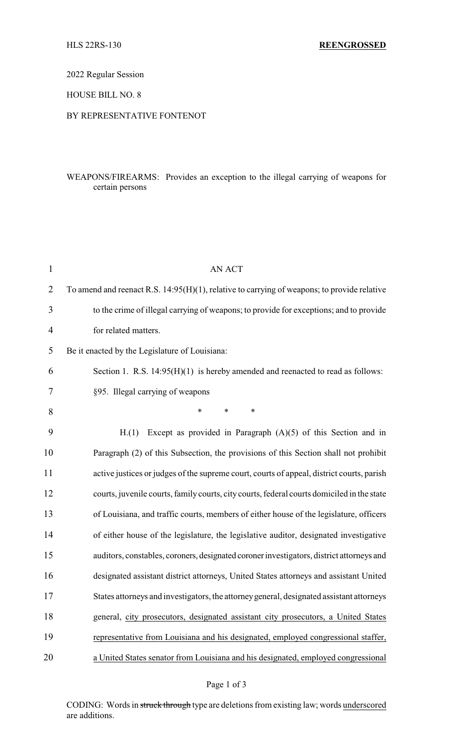HLS 22RS-130 **REENGROSSED**

2022 Regular Session

HOUSE BILL NO. 8

BY REPRESENTATIVE FONTENOT

WEAPONS/FIREARMS: Provides an exception to the illegal carrying of weapons for certain persons

AN ACT

To amend and reenact R.S. 14:95(H)(1), relative to carrying of weapons; to provide relative to the crime of illegal carrying of weapons; to provide for exceptions; and to provide for related matters.

Be it enacted by the Legislature of Louisiana:

Section 1. R.S. 14:95(H)(1) is hereby amended and reenacted to read as follows:

§95. Illegal carrying of weapons

\* \* \*

H.(1) Except as provided in Paragraph (A)(5) of this Section and in Paragraph (2) of this Subsection, the provisions of this Section shall not prohibit active justices or judges of the supreme court, courts of appeal, district courts, parish courts, juvenile courts, family courts, city courts, federal courts domiciled in the state of Louisiana, and traffic courts, members of either house of the legislature, officers of either house of the legislature, the legislative auditor, designated investigative auditors, constables, coroners, designated coroner investigators, district attorneys and designated assistant district attorneys, United States attorneys and assistant United States attorneys and investigators, the attorney general, designated assistant attorneys general, <u>city prosecutors, designated assistant city prosecutors, a United States representative from Louisiana and his designated, employed congressional staffer, a United States senator from Louisiana and his designated, employed congressional</u>

CODING: Words in ~~struck through~~ type are deletions from existing law; words <u>underscored</u> are additions.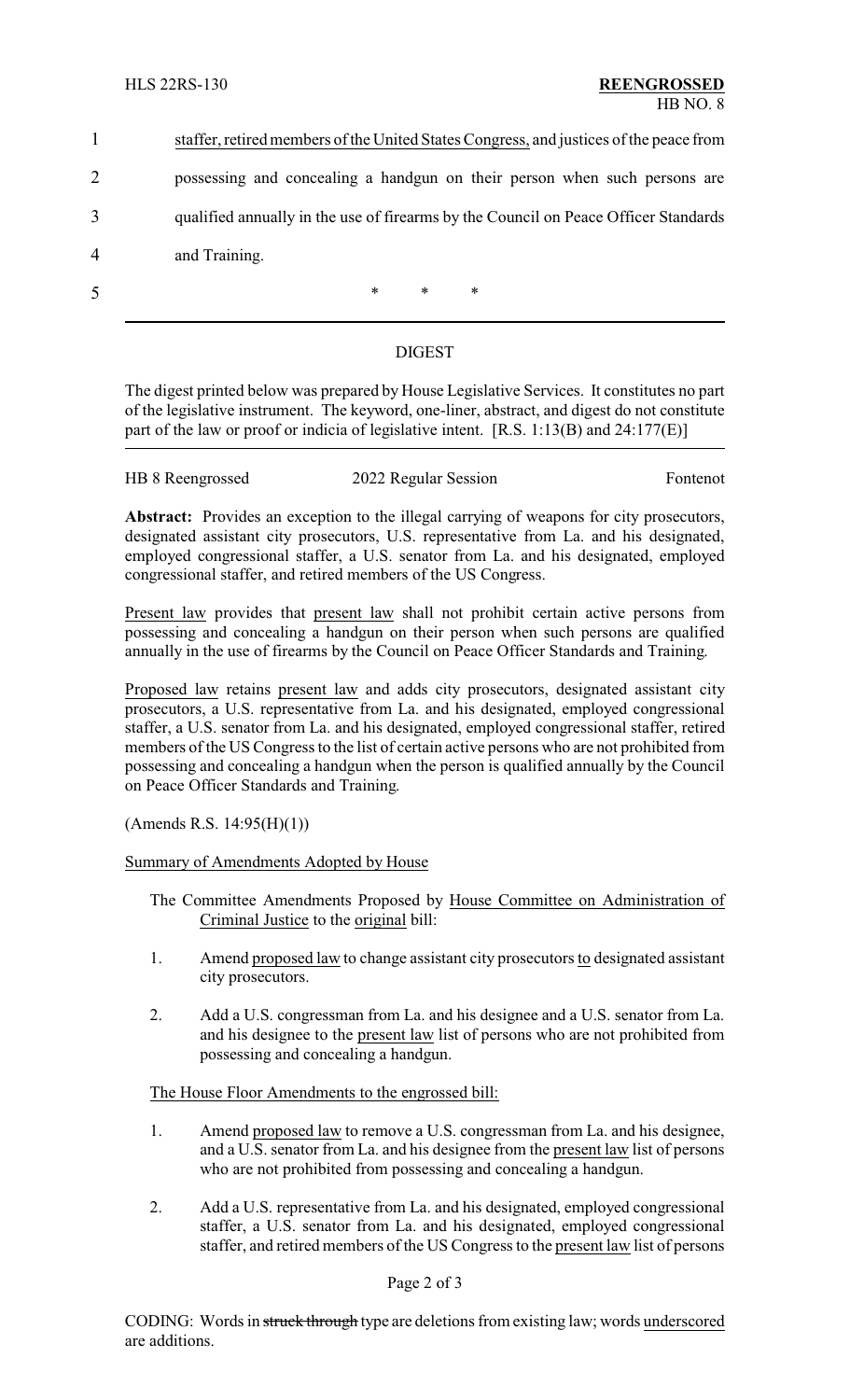1 staffer, retired members of the United States Congress, and justices of the peace from
2 possessing and concealing a handgun on their person when such persons are
3 qualified annually in the use of firearms by the Council on Peace Officer Standards
4 and Training.
5 * * *

## DIGEST

The digest printed below was prepared by House Legislative Services. It constitutes no part of the legislative instrument. The keyword, one-liner, abstract, and digest do not constitute part of the law or proof or indicia of legislative intent. [R.S. 1:13(B) and 24:177(E)]

HB 8 Reengrossed 2022 Regular Session Fontenot

**Abstract:** Provides an exception to the illegal carrying of weapons for city prosecutors, designated assistant city prosecutors, U.S. representative from La. and his designated, employed congressional staffer, a U.S. senator from La. and his designated, employed congressional staffer, and retired members of the US Congress.

Present law provides that present law shall not prohibit certain active persons from possessing and concealing a handgun on their person when such persons are qualified annually in the use of firearms by the Council on Peace Officer Standards and Training.

Proposed law retains present law and adds city prosecutors, designated assistant city prosecutors, a U.S. representative from La. and his designated, employed congressional staffer, a U.S. senator from La. and his designated, employed congressional staffer, retired members of the US Congress to the list of certain active persons who are not prohibited from possessing and concealing a handgun when the person is qualified annually by the Council on Peace Officer Standards and Training.

(Amends R.S. 14:95(H)(1))

Summary of Amendments Adopted by House

The Committee Amendments Proposed by House Committee on Administration of Criminal Justice to the original bill:

1. Amend proposed law to change assistant city prosecutors to designated assistant city prosecutors.

2. Add a U.S. congressman from La. and his designee and a U.S. senator from La. and his designee to the present law list of persons who are not prohibited from possessing and concealing a handgun.

The House Floor Amendments to the engrossed bill:

1. Amend proposed law to remove a U.S. congressman from La. and his designee, and a U.S. senator from La. and his designee from the present law list of persons who are not prohibited from possessing and concealing a handgun.

2. Add a U.S. representative from La. and his designated, employed congressional staffer, a U.S. senator from La. and his designated, employed congressional staffer, and retired members of the US Congress to the present law list of persons

CODING: Words in ~~struck through~~ type are deletions from existing law; words underscored are additions.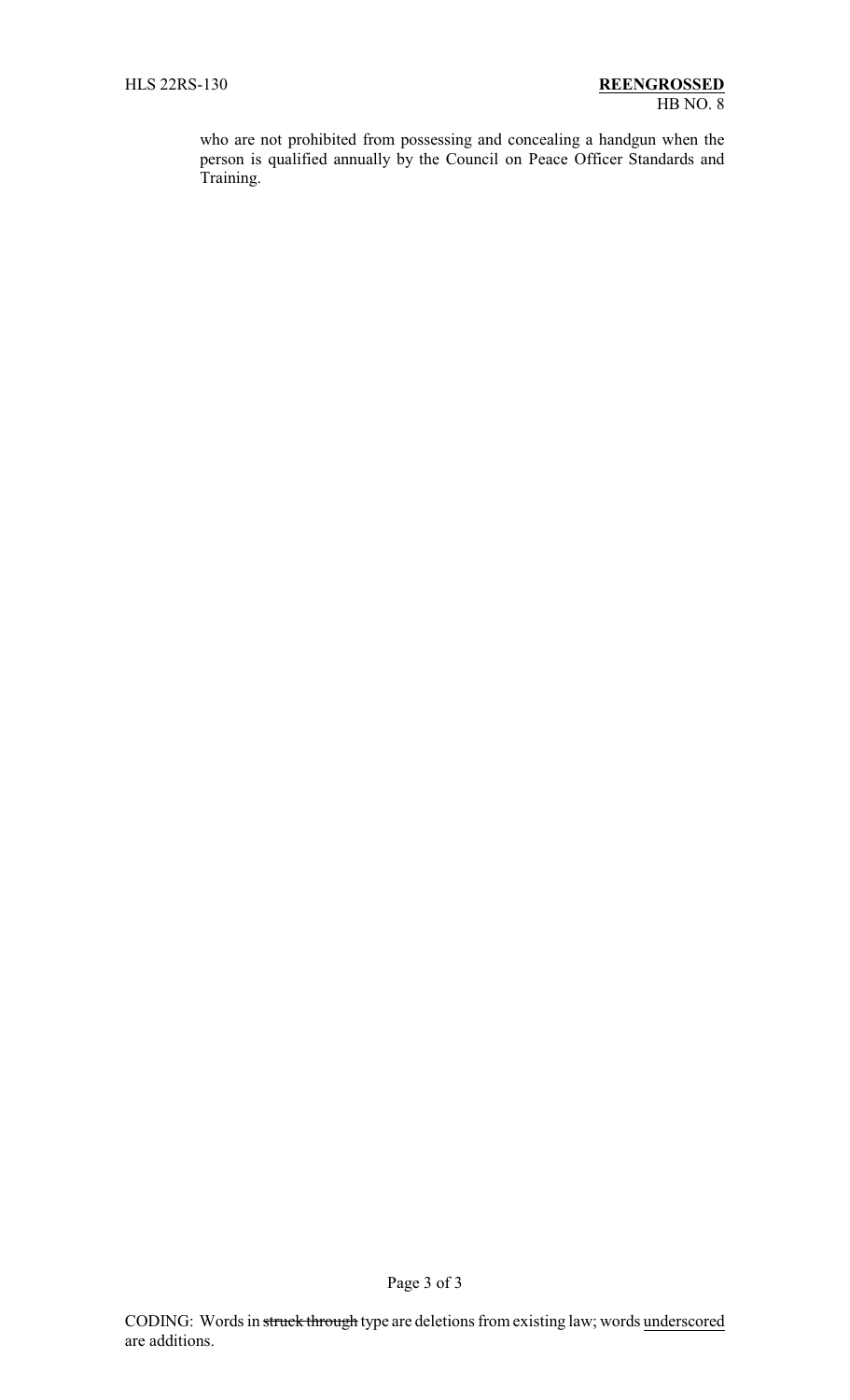who are not prohibited from possessing and concealing a handgun when the person is qualified annually by the Council on Peace Officer Standards and Training.

CODING: Words in ~~struck through~~ type are deletions from existing law; words <u>underscored</u> are additions.